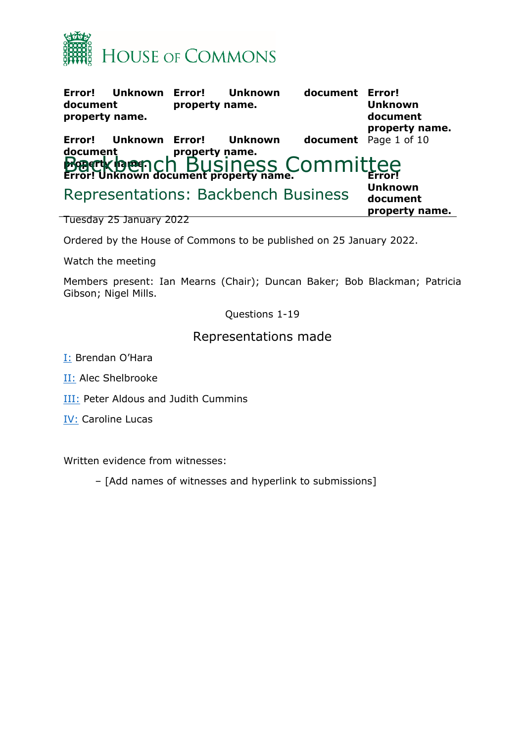# House of Commons

**Error! Unknown document property name.** **Error! Unknown document property name.** **Error! Unknown document property name.**

**Error! Unknown document property name.** **Error! Unknown document property name.**

# Backbench Business Committee

**Error! Unknown document property name.** **Error! Unknown document property name.**

## Representations: Backbench Business

Tuesday 25 January 2022

Ordered by the House of Commons to be published on 25 January 2022.

Watch the meeting

Members present: Ian Mearns (Chair); Duncan Baker; Bob Blackman; Patricia Gibson; Nigel Mills.

Questions 1-19

## Representations made

I: Brendan O'Hara

II: Alec Shelbrooke

III: Peter Aldous and Judith Cummins

IV: Caroline Lucas

Written evidence from witnesses:

– [Add names of witnesses and hyperlink to submissions]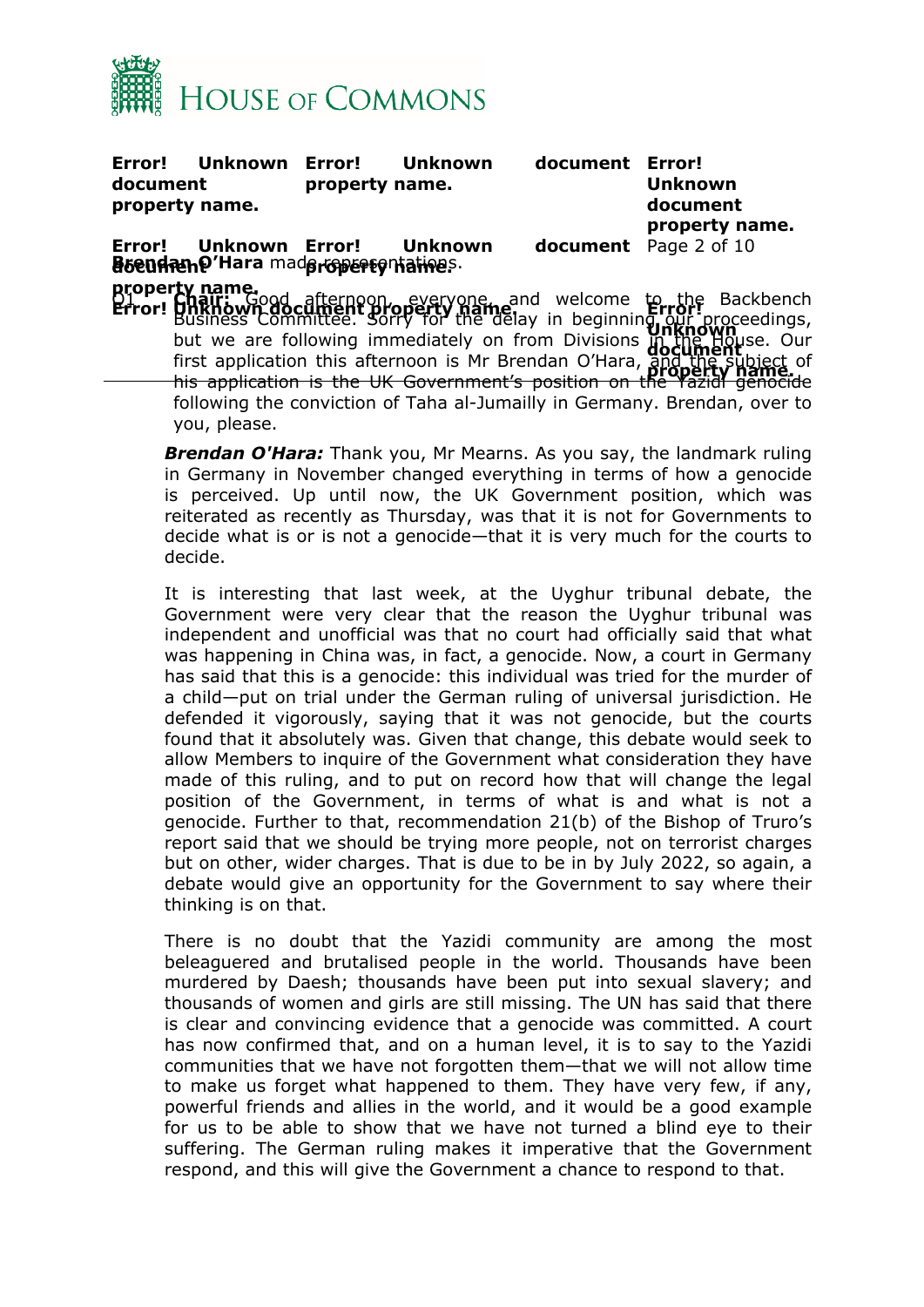**Brendan O'Hara** made representations.

Q1 **Chair:** Good afternoon, everyone, and welcome to the Backbench Business Committee. Sorry for the delay in beginning our proceedings, but we are following immediately on from Divisions in the House. Our first application this afternoon is Mr Brendan O'Hara, and the subject of his application is the UK Government's position on the Yazidi genocide following the conviction of Taha al-Jumailly in Germany. Brendan, over to you, please.

***Brendan O'Hara:*** Thank you, Mr Mearns. As you say, the landmark ruling in Germany in November changed everything in terms of how a genocide is perceived. Up until now, the UK Government position, which was reiterated as recently as Thursday, was that it is not for Governments to decide what is or is not a genocide—that it is very much for the courts to decide.

It is interesting that last week, at the Uyghur tribunal debate, the Government were very clear that the reason the Uyghur tribunal was independent and unofficial was that no court had officially said that what was happening in China was, in fact, a genocide. Now, a court in Germany has said that this is a genocide: this individual was tried for the murder of a child—put on trial under the German ruling of universal jurisdiction. He defended it vigorously, saying that it was not genocide, but the courts found that it absolutely was. Given that change, this debate would seek to allow Members to inquire of the Government what consideration they have made of this ruling, and to put on record how that will change the legal position of the Government, in terms of what is and what is not a genocide. Further to that, recommendation 21(b) of the Bishop of Truro's report said that we should be trying more people, not on terrorist charges but on other, wider charges. That is due to be in by July 2022, so again, a debate would give an opportunity for the Government to say where their thinking is on that.

There is no doubt that the Yazidi community are among the most beleaguered and brutalised people in the world. Thousands have been murdered by Daesh; thousands have been put into sexual slavery; and thousands of women and girls are still missing. The UN has said that there is clear and convincing evidence that a genocide was committed. A court has now confirmed that, and on a human level, it is to say to the Yazidi communities that we have not forgotten them—that we will not allow time to make us forget what happened to them. They have very few, if any, powerful friends and allies in the world, and it would be a good example for us to be able to show that we have not turned a blind eye to their suffering. The German ruling makes it imperative that the Government respond, and this will give the Government a chance to respond to that.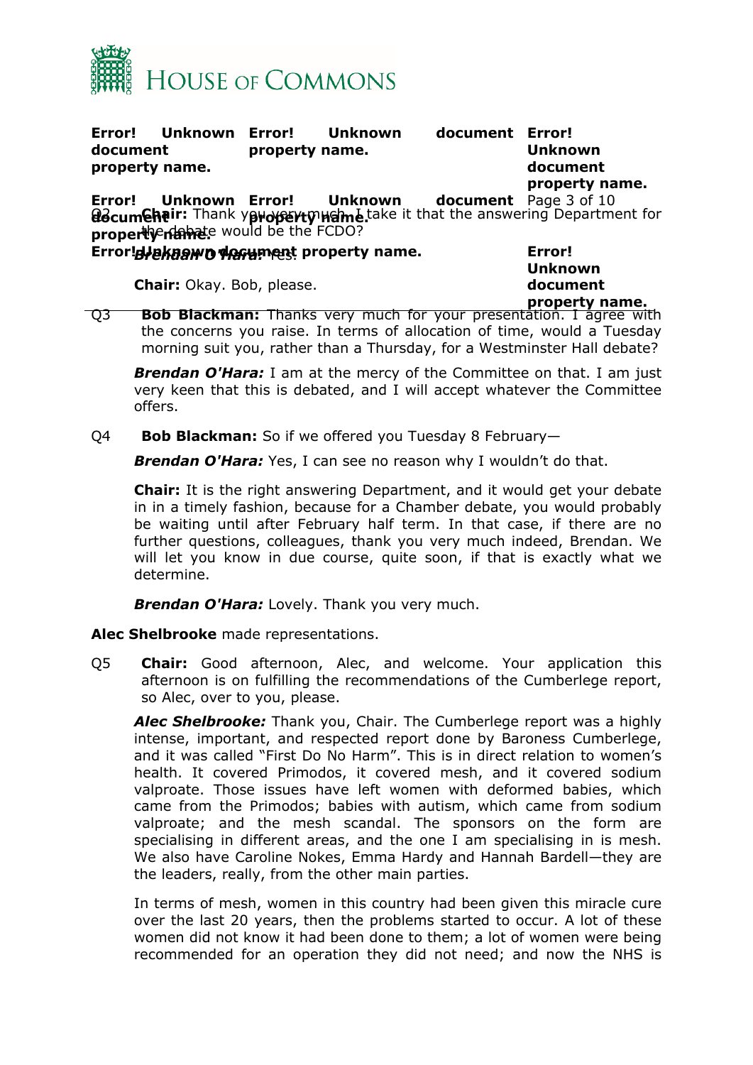Q2 **Chair:** Thank you very much. I take it that the answering Department for the debate would be the FCDO?

***Brendan O'Hara:*** Yes.

**Chair:** Okay. Bob, please.

Q3 **Bob Blackman:** Thanks very much for your presentation. I agree with the concerns you raise. In terms of allocation of time, would a Tuesday morning suit you, rather than a Thursday, for a Westminster Hall debate?

***Brendan O'Hara:*** I am at the mercy of the Committee on that. I am just very keen that this is debated, and I will accept whatever the Committee offers.

Q4 **Bob Blackman:** So if we offered you Tuesday 8 February—

***Brendan O'Hara:*** Yes, I can see no reason why I wouldn't do that.

**Chair:** It is the right answering Department, and it would get your debate in in a timely fashion, because for a Chamber debate, you would probably be waiting until after February half term. In that case, if there are no further questions, colleagues, thank you very much indeed, Brendan. We will let you know in due course, quite soon, if that is exactly what we determine.

***Brendan O'Hara:*** Lovely. Thank you very much.

**Alec Shelbrooke** made representations.

Q5 **Chair:** Good afternoon, Alec, and welcome. Your application this afternoon is on fulfilling the recommendations of the Cumberlege report, so Alec, over to you, please.

***Alec Shelbrooke:*** Thank you, Chair. The Cumberlege report was a highly intense, important, and respected report done by Baroness Cumberlege, and it was called "First Do No Harm". This is in direct relation to women's health. It covered Primodos, it covered mesh, and it covered sodium valproate. Those issues have left women with deformed babies, which came from the Primodos; babies with autism, which came from sodium valproate; and the mesh scandal. The sponsors on the form are specialising in different areas, and the one I am specialising in is mesh. We also have Caroline Nokes, Emma Hardy and Hannah Bardell—they are the leaders, really, from the other main parties.

In terms of mesh, women in this country had been given this miracle cure over the last 20 years, then the problems started to occur. A lot of these women did not know it had been done to them; a lot of women were being recommended for an operation they did not need; and now the NHS is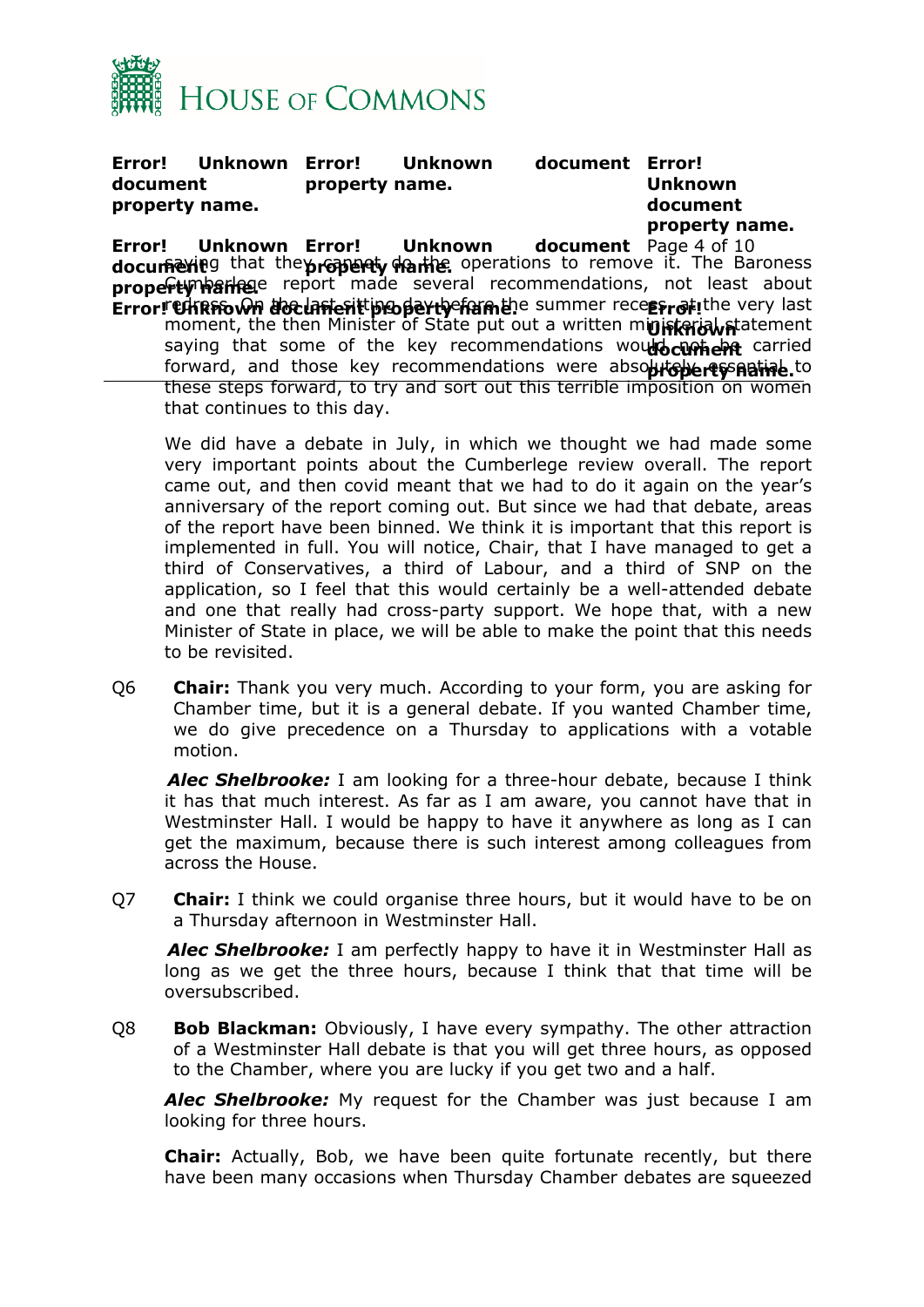saying that they cannot do the operations to remove it. The Baroness Cumberlege report made several recommendations, not least about redress. On the last sitting day before the summer recess, at the very last moment, the then Minister of State put out a written ministerial statement saying that some of the key recommendations would not be carried forward, and those key recommendations were absolutely essential to these steps forward, to try and sort out this terrible imposition on women that continues to this day.

We did have a debate in July, in which we thought we had made some very important points about the Cumberlege review overall. The report came out, and then covid meant that we had to do it again on the year's anniversary of the report coming out. But since we had that debate, areas of the report have been binned. We think it is important that this report is implemented in full. You will notice, Chair, that I have managed to get a third of Conservatives, a third of Labour, and a third of SNP on the application, so I feel that this would certainly be a well-attended debate and one that really had cross-party support. We hope that, with a new Minister of State in place, we will be able to make the point that this needs to be revisited.

Q6 **Chair:** Thank you very much. According to your form, you are asking for Chamber time, but it is a general debate. If you wanted Chamber time, we do give precedence on a Thursday to applications with a votable motion.

***Alec Shelbrooke:*** I am looking for a three-hour debate, because I think it has that much interest. As far as I am aware, you cannot have that in Westminster Hall. I would be happy to have it anywhere as long as I can get the maximum, because there is such interest among colleagues from across the House.

Q7 **Chair:** I think we could organise three hours, but it would have to be on a Thursday afternoon in Westminster Hall.

***Alec Shelbrooke:*** I am perfectly happy to have it in Westminster Hall as long as we get the three hours, because I think that that time will be oversubscribed.

Q8 **Bob Blackman:** Obviously, I have every sympathy. The other attraction of a Westminster Hall debate is that you will get three hours, as opposed to the Chamber, where you are lucky if you get two and a half.

***Alec Shelbrooke:*** My request for the Chamber was just because I am looking for three hours.

**Chair:** Actually, Bob, we have been quite fortunate recently, but there have been many occasions when Thursday Chamber debates are squeezed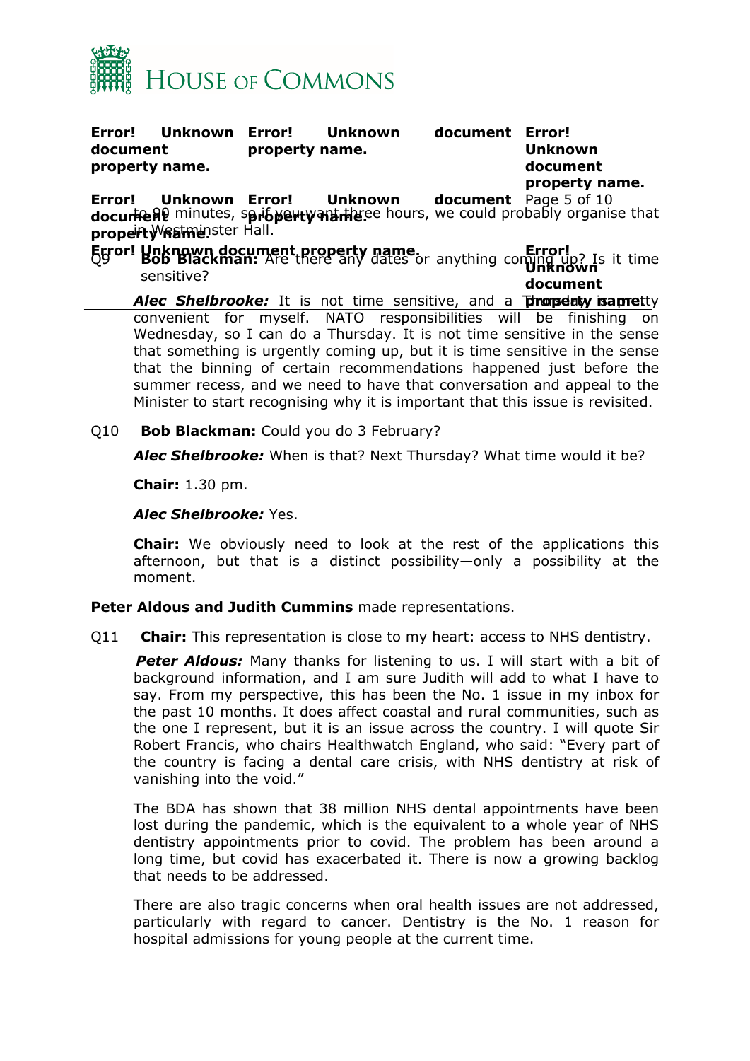to 90 minutes, so if you want three hours, we could probably organise that in Westminster Hall.

Q9 **Bob Blackman:** Are there any dates or anything coming up? Is it time sensitive?

***Alec Shelbrooke:*** It is not time sensitive, and a Thursday is pretty convenient for myself. NATO responsibilities will be finishing on Wednesday, so I can do a Thursday. It is not time sensitive in the sense that something is urgently coming up, but it is time sensitive in the sense that the binning of certain recommendations happened just before the summer recess, and we need to have that conversation and appeal to the Minister to start recognising why it is important that this issue is revisited.

Q10 **Bob Blackman:** Could you do 3 February?

***Alec Shelbrooke:*** When is that? Next Thursday? What time would it be?

**Chair:** 1.30 pm.

***Alec Shelbrooke:*** Yes.

**Chair:** We obviously need to look at the rest of the applications this afternoon, but that is a distinct possibility—only a possibility at the moment.

**Peter Aldous and Judith Cummins** made representations.

Q11 **Chair:** This representation is close to my heart: access to NHS dentistry.

***Peter Aldous:*** Many thanks for listening to us. I will start with a bit of background information, and I am sure Judith will add to what I have to say. From my perspective, this has been the No. 1 issue in my inbox for the past 10 months. It does affect coastal and rural communities, such as the one I represent, but it is an issue across the country. I will quote Sir Robert Francis, who chairs Healthwatch England, who said: "Every part of the country is facing a dental care crisis, with NHS dentistry at risk of vanishing into the void."

The BDA has shown that 38 million NHS dental appointments have been lost during the pandemic, which is the equivalent to a whole year of NHS dentistry appointments prior to covid. The problem has been around a long time, but covid has exacerbated it. There is now a growing backlog that needs to be addressed.

There are also tragic concerns when oral health issues are not addressed, particularly with regard to cancer. Dentistry is the No. 1 reason for hospital admissions for young people at the current time.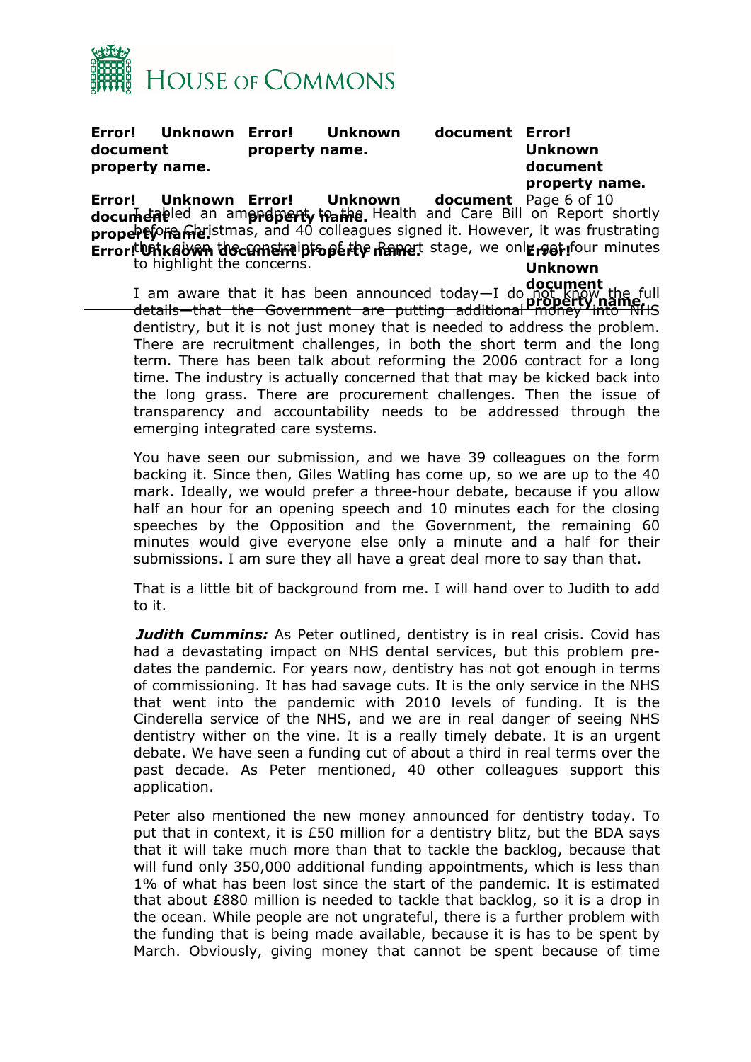I tabled an amendment to the Health and Care Bill on Report shortly before Christmas, and 40 colleagues signed it. However, it was frustrating that, given the constraints of the Report stage, we only got four minutes to highlight the concerns.

I am aware that it has been announced today—I do not know the full details—that the Government are putting additional money into NHS dentistry, but it is not just money that is needed to address the problem. There are recruitment challenges, in both the short term and the long term. There has been talk about reforming the 2006 contract for a long time. The industry is actually concerned that that may be kicked back into the long grass. There are procurement challenges. Then the issue of transparency and accountability needs to be addressed through the emerging integrated care systems.

You have seen our submission, and we have 39 colleagues on the form backing it. Since then, Giles Watling has come up, so we are up to the 40 mark. Ideally, we would prefer a three-hour debate, because if you allow half an hour for an opening speech and 10 minutes each for the closing speeches by the Opposition and the Government, the remaining 60 minutes would give everyone else only a minute and a half for their submissions. I am sure they all have a great deal more to say than that.

That is a little bit of background from me. I will hand over to Judith to add to it.

***Judith Cummins:*** As Peter outlined, dentistry is in real crisis. Covid has had a devastating impact on NHS dental services, but this problem pre-dates the pandemic. For years now, dentistry has not got enough in terms of commissioning. It has had savage cuts. It is the only service in the NHS that went into the pandemic with 2010 levels of funding. It is the Cinderella service of the NHS, and we are in real danger of seeing NHS dentistry wither on the vine. It is a really timely debate. It is an urgent debate. We have seen a funding cut of about a third in real terms over the past decade. As Peter mentioned, 40 other colleagues support this application.

Peter also mentioned the new money announced for dentistry today. To put that in context, it is £50 million for a dentistry blitz, but the BDA says that it will take much more than that to tackle the backlog, because that will fund only 350,000 additional funding appointments, which is less than 1% of what has been lost since the start of the pandemic. It is estimated that about £880 million is needed to tackle that backlog, so it is a drop in the ocean. While people are not ungrateful, there is a further problem with the funding that is being made available, because it is has to be spent by March. Obviously, giving money that cannot be spent because of time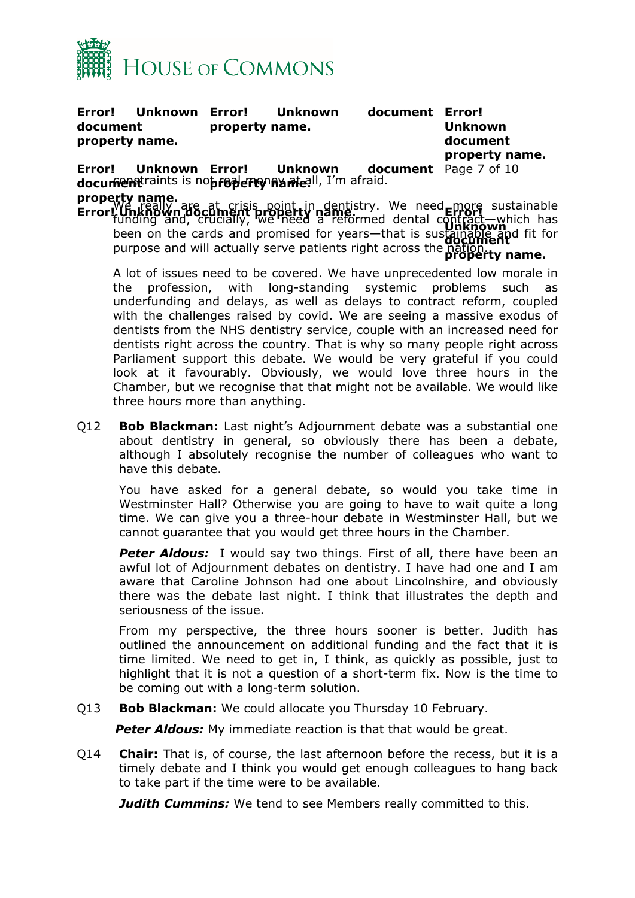constraints is not real money at all, I'm afraid.

We really are at crisis point in dentistry. We need more sustainable funding and, crucially, we need a reformed dental contract—which has been on the cards and promised for years—that is sustainable and fit for purpose and will actually serve patients right across the nation.

A lot of issues need to be covered. We have unprecedented low morale in the profession, with long-standing systemic problems such as underfunding and delays, as well as delays to contract reform, coupled with the challenges raised by covid. We are seeing a massive exodus of dentists from the NHS dentistry service, couple with an increased need for dentists right across the country. That is why so many people right across Parliament support this debate. We would be very grateful if you could look at it favourably. Obviously, we would love three hours in the Chamber, but we recognise that that might not be available. We would like three hours more than anything.

Q12 **Bob Blackman:** Last night's Adjournment debate was a substantial one about dentistry in general, so obviously there has been a debate, although I absolutely recognise the number of colleagues who want to have this debate.

You have asked for a general debate, so would you take time in Westminster Hall? Otherwise you are going to have to wait quite a long time. We can give you a three-hour debate in Westminster Hall, but we cannot guarantee that you would get three hours in the Chamber.

***Peter Aldous:*** I would say two things. First of all, there have been an awful lot of Adjournment debates on dentistry. I have had one and I am aware that Caroline Johnson had one about Lincolnshire, and obviously there was the debate last night. I think that illustrates the depth and seriousness of the issue.

From my perspective, the three hours sooner is better. Judith has outlined the announcement on additional funding and the fact that it is time limited. We need to get in, I think, as quickly as possible, just to highlight that it is not a question of a short-term fix. Now is the time to be coming out with a long-term solution.

Q13 **Bob Blackman:** We could allocate you Thursday 10 February.

***Peter Aldous:*** My immediate reaction is that that would be great.

Q14 **Chair:** That is, of course, the last afternoon before the recess, but it is a timely debate and I think you would get enough colleagues to hang back to take part if the time were to be available.

***Judith Cummins:*** We tend to see Members really committed to this.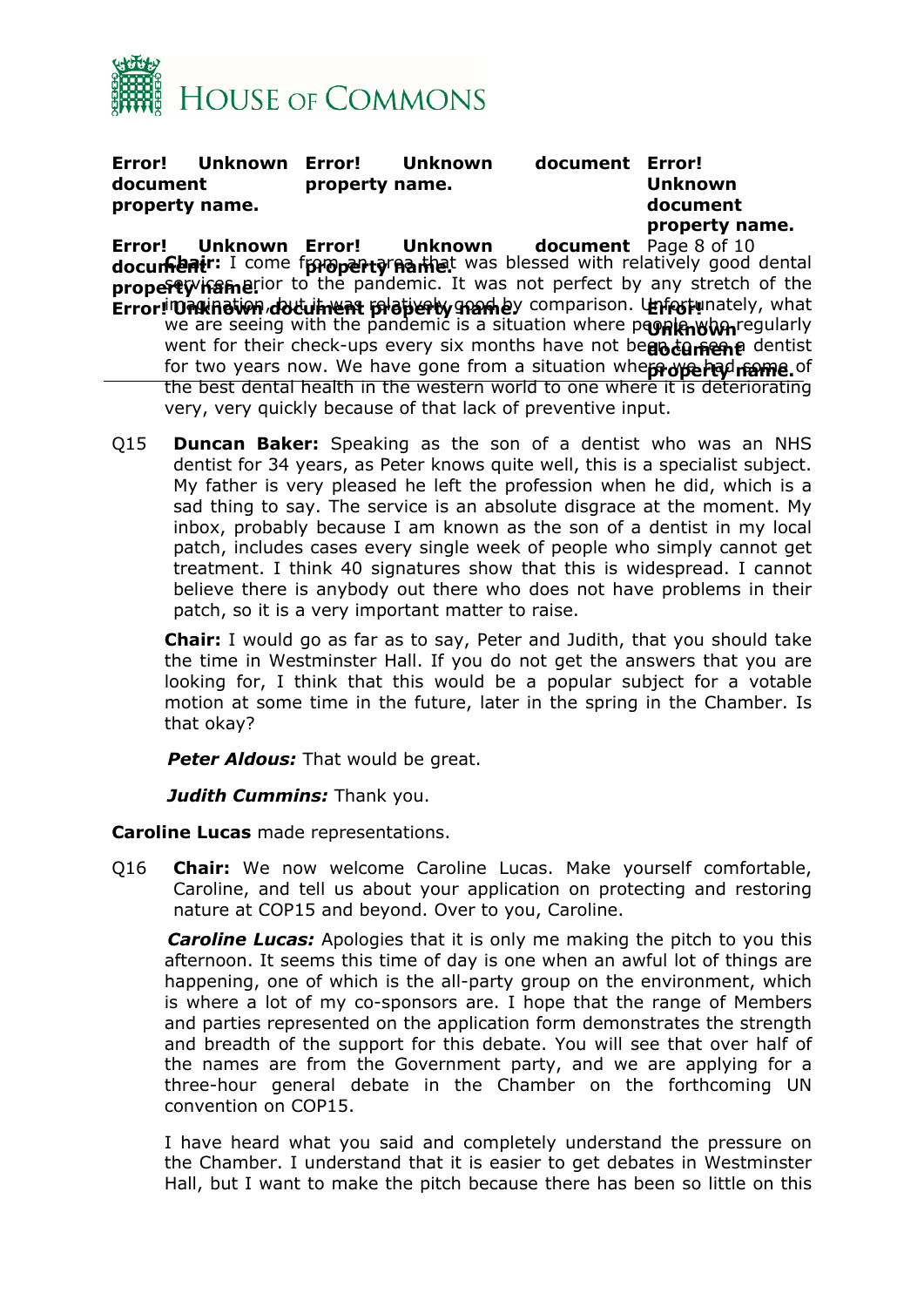**Chair:** I come from an area that was blessed with relatively good dental services prior to the pandemic. It was not perfect by any stretch of the imagination, but it was relatively good by comparison. Unfortunately, what we are seeing with the pandemic is a situation where people who regularly went for their check-ups every six months have not been to see a dentist for two years now. We have gone from a situation where we had some of the best dental health in the western world to one where it is deteriorating very, very quickly because of that lack of preventive input.

Q15 **Duncan Baker:** Speaking as the son of a dentist who was an NHS dentist for 34 years, as Peter knows quite well, this is a specialist subject. My father is very pleased he left the profession when he did, which is a sad thing to say. The service is an absolute disgrace at the moment. My inbox, probably because I am known as the son of a dentist in my local patch, includes cases every single week of people who simply cannot get treatment. I think 40 signatures show that this is widespread. I cannot believe there is anybody out there who does not have problems in their patch, so it is a very important matter to raise.

**Chair:** I would go as far as to say, Peter and Judith, that you should take the time in Westminster Hall. If you do not get the answers that you are looking for, I think that this would be a popular subject for a votable motion at some time in the future, later in the spring in the Chamber. Is that okay?

***Peter Aldous:*** That would be great.

***Judith Cummins:*** Thank you.

**Caroline Lucas** made representations.

Q16 **Chair:** We now welcome Caroline Lucas. Make yourself comfortable, Caroline, and tell us about your application on protecting and restoring nature at COP15 and beyond. Over to you, Caroline.

***Caroline Lucas:*** Apologies that it is only me making the pitch to you this afternoon. It seems this time of day is one when an awful lot of things are happening, one of which is the all-party group on the environment, which is where a lot of my co-sponsors are. I hope that the range of Members and parties represented on the application form demonstrates the strength and breadth of the support for this debate. You will see that over half of the names are from the Government party, and we are applying for a three-hour general debate in the Chamber on the forthcoming UN convention on COP15.

I have heard what you said and completely understand the pressure on the Chamber. I understand that it is easier to get debates in Westminster Hall, but I want to make the pitch because there has been so little on this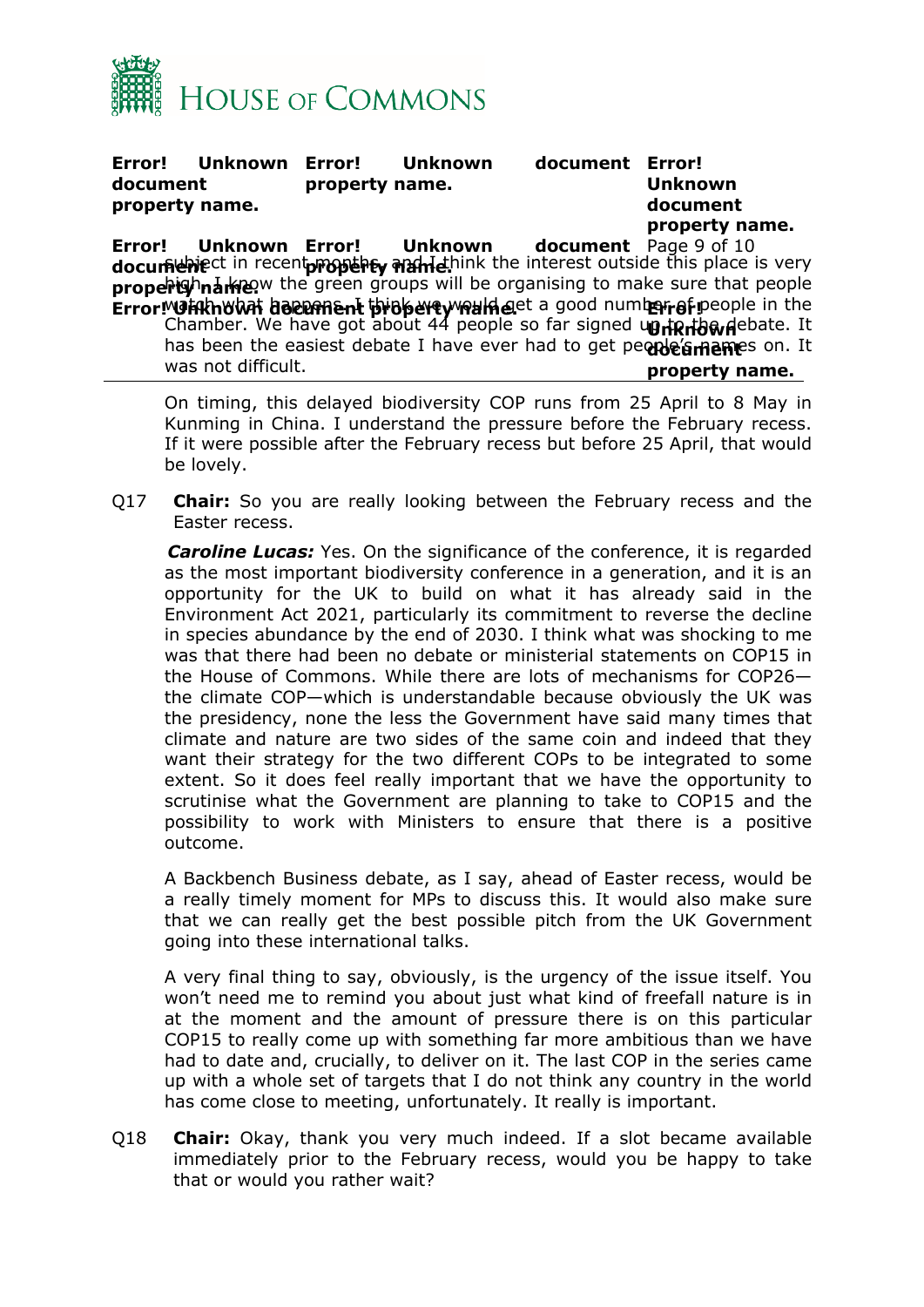subject in recent months, and I think the interest outside this place is very high. I know the green groups will be organising to make sure that people watch what happens. I think we would get a good number of people in the Chamber. We have got about 44 people so far signed up to the debate. It has been the easiest debate I have ever had to get people's names on. It was not difficult.

On timing, this delayed biodiversity COP runs from 25 April to 8 May in Kunming in China. I understand the pressure before the February recess. If it were possible after the February recess but before 25 April, that would be lovely.

Q17 **Chair:** So you are really looking between the February recess and the Easter recess.

***Caroline Lucas:*** Yes. On the significance of the conference, it is regarded as the most important biodiversity conference in a generation, and it is an opportunity for the UK to build on what it has already said in the Environment Act 2021, particularly its commitment to reverse the decline in species abundance by the end of 2030. I think what was shocking to me was that there had been no debate or ministerial statements on COP15 in the House of Commons. While there are lots of mechanisms for COP26—the climate COP—which is understandable because obviously the UK was the presidency, none the less the Government have said many times that climate and nature are two sides of the same coin and indeed that they want their strategy for the two different COPs to be integrated to some extent. So it does feel really important that we have the opportunity to scrutinise what the Government are planning to take to COP15 and the possibility to work with Ministers to ensure that there is a positive outcome.

A Backbench Business debate, as I say, ahead of Easter recess, would be a really timely moment for MPs to discuss this. It would also make sure that we can really get the best possible pitch from the UK Government going into these international talks.

A very final thing to say, obviously, is the urgency of the issue itself. You won't need me to remind you about just what kind of freefall nature is in at the moment and the amount of pressure there is on this particular COP15 to really come up with something far more ambitious than we have had to date and, crucially, to deliver on it. The last COP in the series came up with a whole set of targets that I do not think any country in the world has come close to meeting, unfortunately. It really is important.

Q18 **Chair:** Okay, thank you very much indeed. If a slot became available immediately prior to the February recess, would you be happy to take that or would you rather wait?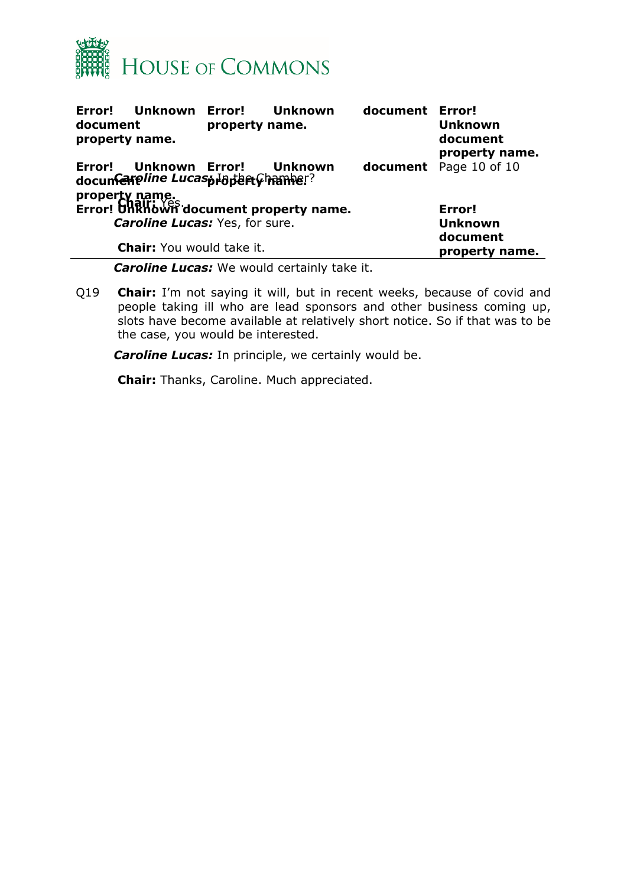*Caroline Lucas:* In the Chamber?

**Chair:** Yes.

*Caroline Lucas:* Yes, for sure.

**Chair:** You would take it.

*Caroline Lucas:* We would certainly take it.

Q19 **Chair:** I'm not saying it will, but in recent weeks, because of covid and people taking ill who are lead sponsors and other business coming up, slots have become available at relatively short notice. So if that was to be the case, you would be interested.

*Caroline Lucas:* In principle, we certainly would be.

**Chair:** Thanks, Caroline. Much appreciated.